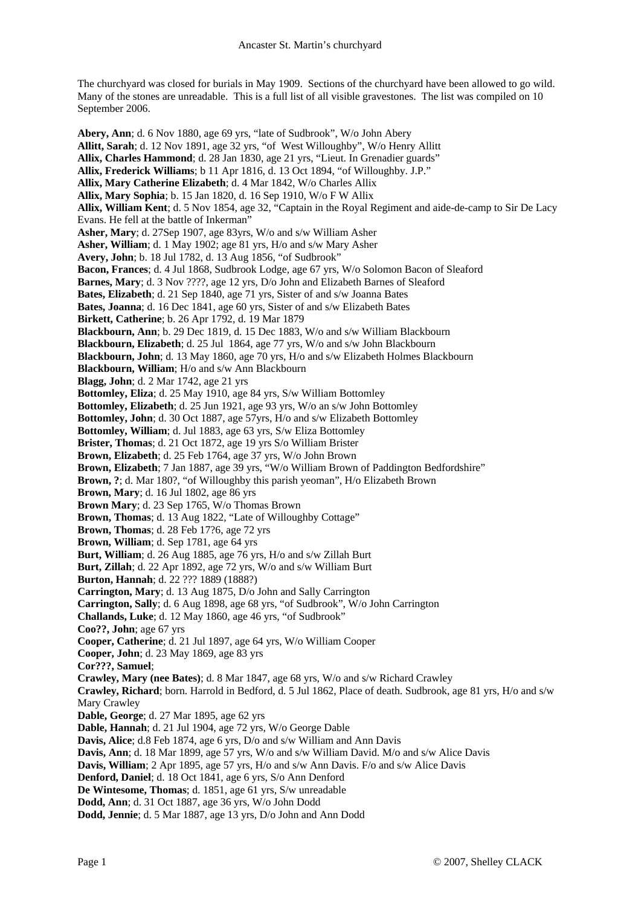# Ancaster St. Martin's churchyard

The churchyard was closed for burials in May 1909. Sections of the churchyard have been allowed to go wild. Many of the stones are unreadable. This is a full list of all visible gravestones. The list was compiled on 10 September 2006.

**Abery, Ann**; d. 6 Nov 1880, age 69 yrs, "late of Sudbrook", W/o John Abery
**Allitt, Sarah**; d. 12 Nov 1891, age 32 yrs, "of West Willoughby", W/o Henry Allitt
**Allix, Charles Hammond**; d. 28 Jan 1830, age 21 yrs, "Lieut. In Grenadier guards"
**Allix, Frederick Williams**; b 11 Apr 1816, d. 13 Oct 1894, "of Willoughby. J.P."
**Allix, Mary Catherine Elizabeth**; d. 4 Mar 1842, W/o Charles Allix
**Allix, Mary Sophia**; b. 15 Jan 1820, d. 16 Sep 1910, W/o F W Allix
**Allix, William Kent**; d. 5 Nov 1854, age 32, "Captain in the Royal Regiment and aide-de-camp to Sir De Lacy Evans. He fell at the battle of Inkerman"
**Asher, Mary**; d. 27Sep 1907, age 83yrs, W/o and s/w William Asher
**Asher, William**; d. 1 May 1902; age 81 yrs, H/o and s/w Mary Asher
**Avery, John**; b. 18 Jul 1782, d. 13 Aug 1856, "of Sudbrook"
**Bacon, Frances**; d. 4 Jul 1868, Sudbrook Lodge, age 67 yrs, W/o Solomon Bacon of Sleaford
**Barnes, Mary**; d. 3 Nov ????, age 12 yrs, D/o John and Elizabeth Barnes of Sleaford
**Bates, Elizabeth**; d. 21 Sep 1840, age 71 yrs, Sister of and s/w Joanna Bates
**Bates, Joanna**; d. 16 Dec 1841, age 60 yrs, Sister of and s/w Elizabeth Bates
**Birkett, Catherine**; b. 26 Apr 1792, d. 19 Mar 1879
**Blackbourn, Ann**; b. 29 Dec 1819, d. 15 Dec 1883, W/o and s/w William Blackbourn
**Blackbourn, Elizabeth**; d. 25 Jul 1864, age 77 yrs, W/o and s/w John Blackbourn
**Blackbourn, John**; d. 13 May 1860, age 70 yrs, H/o and s/w Elizabeth Holmes Blackbourn
**Blackbourn, William**; H/o and s/w Ann Blackbourn
**Blagg, John**; d. 2 Mar 1742, age 21 yrs
**Bottomley, Eliza**; d. 25 May 1910, age 84 yrs, S/w William Bottomley
**Bottomley, Elizabeth**; d. 25 Jun 1921, age 93 yrs, W/o an s/w John Bottomley
**Bottomley, John**; d. 30 Oct 1887, age 57yrs, H/o and s/w Elizabeth Bottomley
**Bottomley, William**; d. Jul 1883, age 63 yrs, S/w Eliza Bottomley
**Brister, Thomas**; d. 21 Oct 1872, age 19 yrs S/o William Brister
**Brown, Elizabeth**; d. 25 Feb 1764, age 37 yrs, W/o John Brown
**Brown, Elizabeth**; 7 Jan 1887, age 39 yrs, "W/o William Brown of Paddington Bedfordshire"
**Brown, ?**; d. Mar 180?, "of Willoughby this parish yeoman", H/o Elizabeth Brown
**Brown, Mary**; d. 16 Jul 1802, age 86 yrs
**Brown Mary**; d. 23 Sep 1765, W/o Thomas Brown
**Brown, Thomas**; d. 13 Aug 1822, "Late of Willoughby Cottage"
**Brown, Thomas**; d. 28 Feb 17?6, age 72 yrs
**Brown, William**; d. Sep 1781, age 64 yrs
**Burt, William**; d. 26 Aug 1885, age 76 yrs, H/o and s/w Zillah Burt
**Burt, Zillah**; d. 22 Apr 1892, age 72 yrs, W/o and s/w William Burt
**Burton, Hannah**; d. 22 ??? 1889 (1888?)
**Carrington, Mary**; d. 13 Aug 1875, D/o John and Sally Carrington
**Carrington, Sally**; d. 6 Aug 1898, age 68 yrs, "of Sudbrook", W/o John Carrington
**Challands, Luke**; d. 12 May 1860, age 46 yrs, "of Sudbrook"
**Coo??, John**; age 67 yrs
**Cooper, Catherine**; d. 21 Jul 1897, age 64 yrs, W/o William Cooper
**Cooper, John**; d. 23 May 1869, age 83 yrs
**Cor???, Samuel**;
**Crawley, Mary (nee Bates)**; d. 8 Mar 1847, age 68 yrs, W/o and s/w Richard Crawley
**Crawley, Richard**; born. Harrold in Bedford, d. 5 Jul 1862, Place of death. Sudbrook, age 81 yrs, H/o and s/w Mary Crawley
**Dable, George**; d. 27 Mar 1895, age 62 yrs
**Dable, Hannah**; d. 21 Jul 1904, age 72 yrs, W/o George Dable
**Davis, Alice**; d.8 Feb 1874, age 6 yrs, D/o and s/w William and Ann Davis
**Davis, Ann**; d. 18 Mar 1899, age 57 yrs, W/o and s/w William David. M/o and s/w Alice Davis
**Davis, William**; 2 Apr 1895, age 57 yrs, H/o and s/w Ann Davis. F/o and s/w Alice Davis
**Denford, Daniel**; d. 18 Oct 1841, age 6 yrs, S/o Ann Denford
**De Wintesome, Thomas**; d. 1851, age 61 yrs, S/w unreadable
**Dodd, Ann**; d. 31 Oct 1887, age 36 yrs, W/o John Dodd
**Dodd, Jennie**; d. 5 Mar 1887, age 13 yrs, D/o John and Ann Dodd

© 2007, Shelley CLACK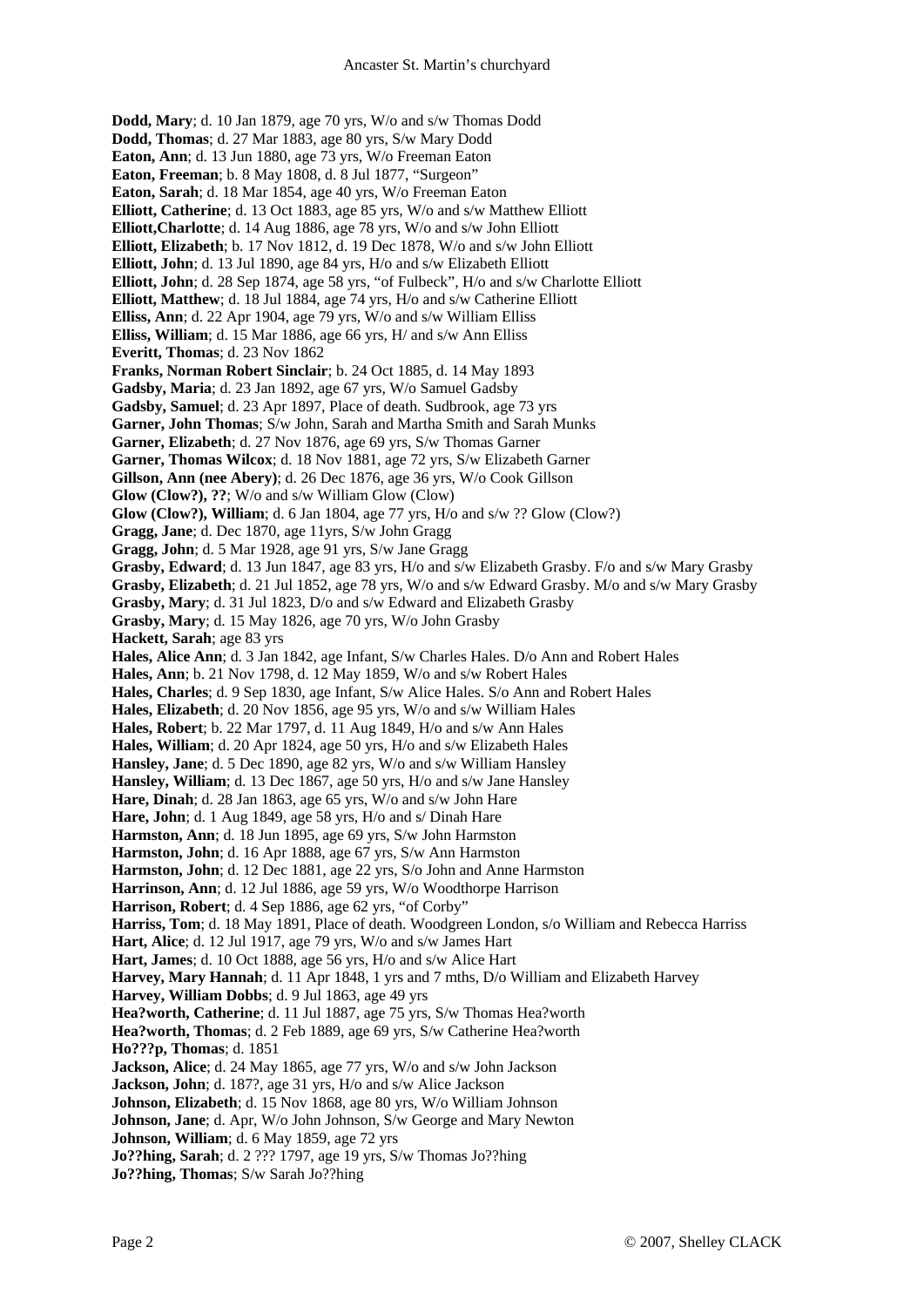**Dodd, Mary**; d. 10 Jan 1879, age 70 yrs, W/o and s/w Thomas Dodd
**Dodd, Thomas**; d. 27 Mar 1883, age 80 yrs, S/w Mary Dodd
**Eaton, Ann**; d. 13 Jun 1880, age 73 yrs, W/o Freeman Eaton
**Eaton, Freeman**; b. 8 May 1808, d. 8 Jul 1877, "Surgeon"
**Eaton, Sarah**; d. 18 Mar 1854, age 40 yrs, W/o Freeman Eaton
**Elliott, Catherine**; d. 13 Oct 1883, age 85 yrs, W/o and s/w Matthew Elliott
**Elliott,Charlotte**; d. 14 Aug 1886, age 78 yrs, W/o and s/w John Elliott
**Elliott, Elizabeth**; b. 17 Nov 1812, d. 19 Dec 1878, W/o and s/w John Elliott
**Elliott, John**; d. 13 Jul 1890, age 84 yrs, H/o and s/w Elizabeth Elliott
**Elliott, John**; d. 28 Sep 1874, age 58 yrs, "of Fulbeck", H/o and s/w Charlotte Elliott
**Elliott, Matthew**; d. 18 Jul 1884, age 74 yrs, H/o and s/w Catherine Elliott
**Elliss, Ann**; d. 22 Apr 1904, age 79 yrs, W/o and s/w William Elliss
**Elliss, William**; d. 15 Mar 1886, age 66 yrs, H/ and s/w Ann Elliss
**Everitt, Thomas**; d. 23 Nov 1862
**Franks, Norman Robert Sinclair**; b. 24 Oct 1885, d. 14 May 1893
**Gadsby, Maria**; d. 23 Jan 1892, age 67 yrs, W/o Samuel Gadsby
**Gadsby, Samuel**; d. 23 Apr 1897, Place of death. Sudbrook, age 73 yrs
**Garner, John Thomas**; S/w John, Sarah and Martha Smith and Sarah Munks
**Garner, Elizabeth**; d. 27 Nov 1876, age 69 yrs, S/w Thomas Garner
**Garner, Thomas Wilcox**; d. 18 Nov 1881, age 72 yrs, S/w Elizabeth Garner
**Gillson, Ann (nee Abery)**; d. 26 Dec 1876, age 36 yrs, W/o Cook Gillson
**Glow (Clow?), ??**; W/o and s/w William Glow (Clow)
**Glow (Clow?), William**; d. 6 Jan 1804, age 77 yrs, H/o and s/w ?? Glow (Clow?)
**Gragg, Jane**; d. Dec 1870, age 11yrs, S/w John Gragg
**Gragg, John**; d. 5 Mar 1928, age 91 yrs, S/w Jane Gragg
**Grasby, Edward**; d. 13 Jun 1847, age 83 yrs, H/o and s/w Elizabeth Grasby. F/o and s/w Mary Grasby
**Grasby, Elizabeth**; d. 21 Jul 1852, age 78 yrs, W/o and s/w Edward Grasby. M/o and s/w Mary Grasby
**Grasby, Mary**; d. 31 Jul 1823, D/o and s/w Edward and Elizabeth Grasby
**Grasby, Mary**; d. 15 May 1826, age 70 yrs, W/o John Grasby
**Hackett, Sarah**; age 83 yrs
**Hales, Alice Ann**; d. 3 Jan 1842, age Infant, S/w Charles Hales. D/o Ann and Robert Hales
**Hales, Ann**; b. 21 Nov 1798, d. 12 May 1859, W/o and s/w Robert Hales
**Hales, Charles**; d. 9 Sep 1830, age Infant, S/w Alice Hales. S/o Ann and Robert Hales
**Hales, Elizabeth**; d. 20 Nov 1856, age 95 yrs, W/o and s/w William Hales
**Hales, Robert**; b. 22 Mar 1797, d. 11 Aug 1849, H/o and s/w Ann Hales
**Hales, William**; d. 20 Apr 1824, age 50 yrs, H/o and s/w Elizabeth Hales
**Hansley, Jane**; d. 5 Dec 1890, age 82 yrs, W/o and s/w William Hansley
**Hansley, William**; d. 13 Dec 1867, age 50 yrs, H/o and s/w Jane Hansley
**Hare, Dinah**; d. 28 Jan 1863, age 65 yrs, W/o and s/w John Hare
**Hare, John**; d. 1 Aug 1849, age 58 yrs, H/o and s/ Dinah Hare
**Harmston, Ann**; d. 18 Jun 1895, age 69 yrs, S/w John Harmston
**Harmston, John**; d. 16 Apr 1888, age 67 yrs, S/w Ann Harmston
**Harmston, John**; d. 12 Dec 1881, age 22 yrs, S/o John and Anne Harmston
**Harrinson, Ann**; d. 12 Jul 1886, age 59 yrs, W/o Woodthorpe Harrison
**Harrison, Robert**; d. 4 Sep 1886, age 62 yrs, "of Corby"
**Harriss, Tom**; d. 18 May 1891, Place of death. Woodgreen London, s/o William and Rebecca Harriss
**Hart, Alice**; d. 12 Jul 1917, age 79 yrs, W/o and s/w James Hart
**Hart, James**; d. 10 Oct 1888, age 56 yrs, H/o and s/w Alice Hart
**Harvey, Mary Hannah**; d. 11 Apr 1848, 1 yrs and 7 mths, D/o William and Elizabeth Harvey
**Harvey, William Dobbs**; d. 9 Jul 1863, age 49 yrs
**Hea?worth, Catherine**; d. 11 Jul 1887, age 75 yrs, S/w Thomas Hea?worth
**Hea?worth, Thomas**; d. 2 Feb 1889, age 69 yrs, S/w Catherine Hea?worth
**Ho???p, Thomas**; d. 1851
**Jackson, Alice**; d. 24 May 1865, age 77 yrs, W/o and s/w John Jackson
**Jackson, John**; d. 187?, age 31 yrs, H/o and s/w Alice Jackson
**Johnson, Elizabeth**; d. 15 Nov 1868, age 80 yrs, W/o William Johnson
**Johnson, Jane**; d. Apr, W/o John Johnson, S/w George and Mary Newton
**Johnson, William**; d. 6 May 1859, age 72 yrs
**Jo??hing, Sarah**; d. 2 ??? 1797, age 19 yrs, S/w Thomas Jo??hing
**Jo??hing, Thomas**; S/w Sarah Jo??hing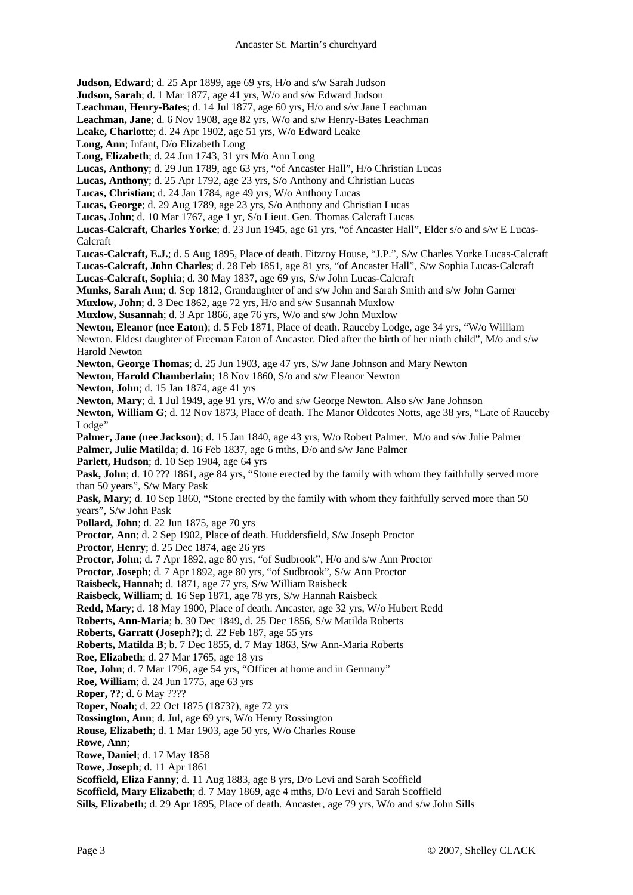**Judson, Edward**; d. 25 Apr 1899, age 69 yrs, H/o and s/w Sarah Judson
**Judson, Sarah**; d. 1 Mar 1877, age 41 yrs, W/o and s/w Edward Judson
**Leachman, Henry-Bates**; d. 14 Jul 1877, age 60 yrs, H/o and s/w Jane Leachman
**Leachman, Jane**; d. 6 Nov 1908, age 82 yrs, W/o and s/w Henry-Bates Leachman
**Leake, Charlotte**; d. 24 Apr 1902, age 51 yrs, W/o Edward Leake
**Long, Ann**; Infant, D/o Elizabeth Long
**Long, Elizabeth**; d. 24 Jun 1743, 31 yrs M/o Ann Long
**Lucas, Anthony**; d. 29 Jun 1789, age 63 yrs, "of Ancaster Hall", H/o Christian Lucas
**Lucas, Anthony**; d. 25 Apr 1792, age 23 yrs, S/o Anthony and Christian Lucas
**Lucas, Christian**; d. 24 Jan 1784, age 49 yrs, W/o Anthony Lucas
**Lucas, George**; d. 29 Aug 1789, age 23 yrs, S/o Anthony and Christian Lucas
**Lucas, John**; d. 10 Mar 1767, age 1 yr, S/o Lieut. Gen. Thomas Calcraft Lucas
**Lucas-Calcraft, Charles Yorke**; d. 23 Jun 1945, age 61 yrs, "of Ancaster Hall", Elder s/o and s/w E Lucas-Calcraft
**Lucas-Calcraft, E.J.**; d. 5 Aug 1895, Place of death. Fitzroy House, "J.P.", S/w Charles Yorke Lucas-Calcraft
**Lucas-Calcraft, John Charles**; d. 28 Feb 1851, age 81 yrs, "of Ancaster Hall", S/w Sophia Lucas-Calcraft
**Lucas-Calcraft, Sophia**; d. 30 May 1837, age 69 yrs, S/w John Lucas-Calcraft
**Munks, Sarah Ann**; d. Sep 1812, Grandaughter of and s/w John and Sarah Smith and s/w John Garner
**Muxlow, John**; d. 3 Dec 1862, age 72 yrs, H/o and s/w Susannah Muxlow
**Muxlow, Susannah**; d. 3 Apr 1866, age 76 yrs, W/o and s/w John Muxlow
**Newton, Eleanor (nee Eaton)**; d. 5 Feb 1871, Place of death. Rauceby Lodge, age 34 yrs, "W/o William Newton. Eldest daughter of Freeman Eaton of Ancaster. Died after the birth of her ninth child", M/o and s/w Harold Newton
**Newton, George Thomas**; d. 25 Jun 1903, age 47 yrs, S/w Jane Johnson and Mary Newton
**Newton, Harold Chamberlain**; 18 Nov 1860, S/o and s/w Eleanor Newton
**Newton, John**; d. 15 Jan 1874, age 41 yrs
**Newton, Mary**; d. 1 Jul 1949, age 91 yrs, W/o and s/w George Newton. Also s/w Jane Johnson
**Newton, William G**; d. 12 Nov 1873, Place of death. The Manor Oldcotes Notts, age 38 yrs, "Late of Rauceby Lodge"
**Palmer, Jane (nee Jackson)**; d. 15 Jan 1840, age 43 yrs, W/o Robert Palmer. M/o and s/w Julie Palmer
**Palmer, Julie Matilda**; d. 16 Feb 1837, age 6 mths, D/o and s/w Jane Palmer
**Parlett, Hudson**; d. 10 Sep 1904, age 64 yrs
**Pask, John**; d. 10 ??? 1861, age 84 yrs, "Stone erected by the family with whom they faithfully served more than 50 years", S/w Mary Pask
**Pask, Mary**; d. 10 Sep 1860, "Stone erected by the family with whom they faithfully served more than 50 years", S/w John Pask
**Pollard, John**; d. 22 Jun 1875, age 70 yrs
**Proctor, Ann**; d. 2 Sep 1902, Place of death. Huddersfield, S/w Joseph Proctor
**Proctor, Henry**; d. 25 Dec 1874, age 26 yrs
**Proctor, John**; d. 7 Apr 1892, age 80 yrs, "of Sudbrook", H/o and s/w Ann Proctor
**Proctor, Joseph**; d. 7 Apr 1892, age 80 yrs, "of Sudbrook", S/w Ann Proctor
**Raisbeck, Hannah**; d. 1871, age 77 yrs, S/w William Raisbeck
**Raisbeck, William**; d. 16 Sep 1871, age 78 yrs, S/w Hannah Raisbeck
**Redd, Mary**; d. 18 May 1900, Place of death. Ancaster, age 32 yrs, W/o Hubert Redd
**Roberts, Ann-Maria**; b. 30 Dec 1849, d. 25 Dec 1856, S/w Matilda Roberts
**Roberts, Garratt (Joseph?)**; d. 22 Feb 187, age 55 yrs
**Roberts, Matilda B**; b. 7 Dec 1855, d. 7 May 1863, S/w Ann-Maria Roberts
**Roe, Elizabeth**; d. 27 Mar 1765, age 18 yrs
**Roe, John**; d. 7 Mar 1796, age 54 yrs, "Officer at home and in Germany"
**Roe, William**; d. 24 Jun 1775, age 63 yrs
**Roper, ??**; d. 6 May ????
**Roper, Noah**; d. 22 Oct 1875 (1873?), age 72 yrs
**Rossington, Ann**; d. Jul, age 69 yrs, W/o Henry Rossington
**Rouse, Elizabeth**; d. 1 Mar 1903, age 50 yrs, W/o Charles Rouse
**Rowe, Ann**;
**Rowe, Daniel**; d. 17 May 1858
**Rowe, Joseph**; d. 11 Apr 1861
**Scoffield, Eliza Fanny**; d. 11 Aug 1883, age 8 yrs, D/o Levi and Sarah Scoffield
**Scoffield, Mary Elizabeth**; d. 7 May 1869, age 4 mths, D/o Levi and Sarah Scoffield
**Sills, Elizabeth**; d. 29 Apr 1895, Place of death. Ancaster, age 79 yrs, W/o and s/w John Sills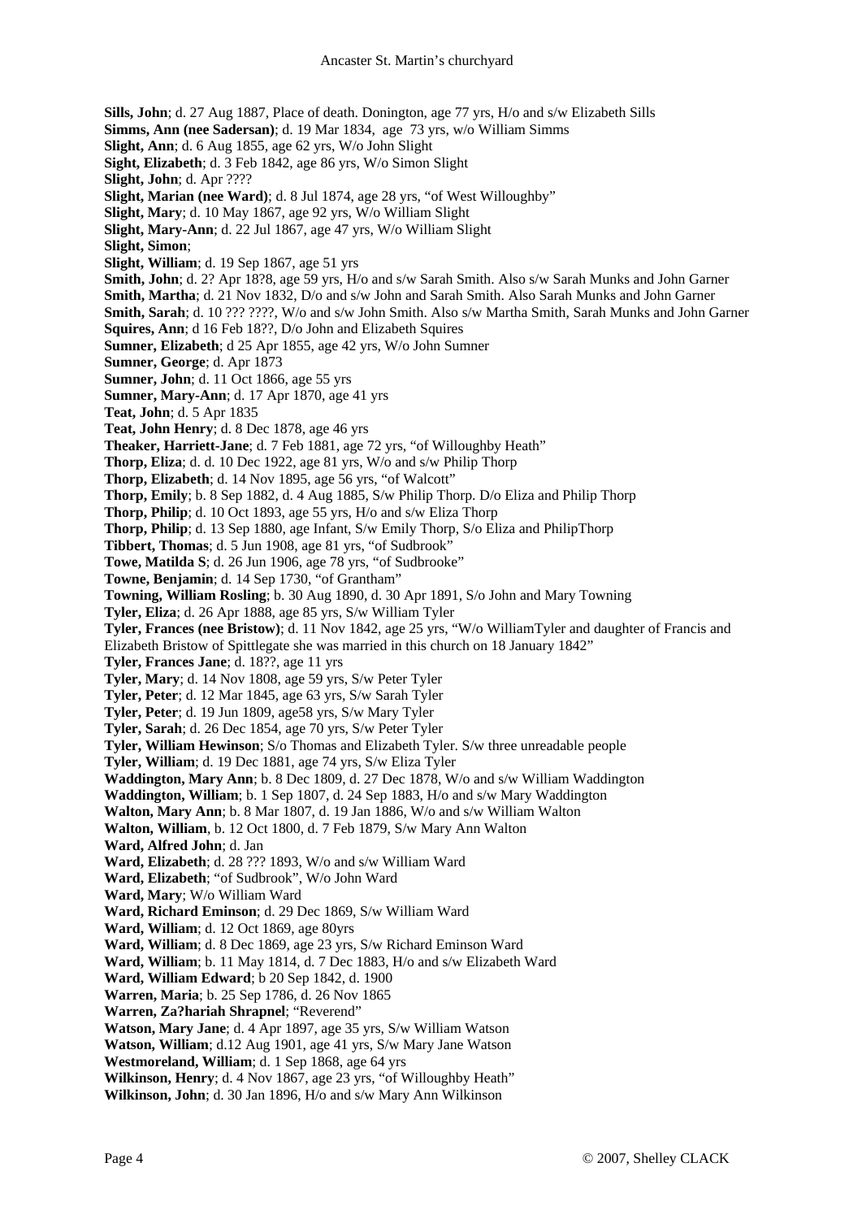**Sills, John**; d. 27 Aug 1887, Place of death. Donington, age 77 yrs, H/o and s/w Elizabeth Sills
**Simms, Ann (nee Sadersan)**; d. 19 Mar 1834, age 73 yrs, w/o William Simms
**Slight, Ann**; d. 6 Aug 1855, age 62 yrs, W/o John Slight
**Sight, Elizabeth**; d. 3 Feb 1842, age 86 yrs, W/o Simon Slight
**Slight, John**; d. Apr ????
**Slight, Marian (nee Ward)**; d. 8 Jul 1874, age 28 yrs, "of West Willoughby"
**Slight, Mary**; d. 10 May 1867, age 92 yrs, W/o William Slight
**Slight, Mary-Ann**; d. 22 Jul 1867, age 47 yrs, W/o William Slight
**Slight, Simon**;
**Slight, William**; d. 19 Sep 1867, age 51 yrs
**Smith, John**; d. 2? Apr 18?8, age 59 yrs, H/o and s/w Sarah Smith. Also s/w Sarah Munks and John Garner
**Smith, Martha**; d. 21 Nov 1832, D/o and s/w John and Sarah Smith. Also Sarah Munks and John Garner
**Smith, Sarah**; d. 10 ??? ????, W/o and s/w John Smith. Also s/w Martha Smith, Sarah Munks and John Garner
**Squires, Ann**; d 16 Feb 18??, D/o John and Elizabeth Squires
**Sumner, Elizabeth**; d 25 Apr 1855, age 42 yrs, W/o John Sumner
**Sumner, George**; d. Apr 1873
**Sumner, John**; d. 11 Oct 1866, age 55 yrs
**Sumner, Mary-Ann**; d. 17 Apr 1870, age 41 yrs
**Teat, John**; d. 5 Apr 1835
**Teat, John Henry**; d. 8 Dec 1878, age 46 yrs
**Theaker, Harriett-Jane**; d. 7 Feb 1881, age 72 yrs, "of Willoughby Heath"
**Thorp, Eliza**; d. d. 10 Dec 1922, age 81 yrs, W/o and s/w Philip Thorp
**Thorp, Elizabeth**; d. 14 Nov 1895, age 56 yrs, "of Walcott"
**Thorp, Emily**; b. 8 Sep 1882, d. 4 Aug 1885, S/w Philip Thorp. D/o Eliza and Philip Thorp
**Thorp, Philip**; d. 10 Oct 1893, age 55 yrs, H/o and s/w Eliza Thorp
**Thorp, Philip**; d. 13 Sep 1880, age Infant, S/w Emily Thorp, S/o Eliza and PhilipThorp
**Tibbert, Thomas**; d. 5 Jun 1908, age 81 yrs, "of Sudbrook"
**Towe, Matilda S**; d. 26 Jun 1906, age 78 yrs, "of Sudbrooke"
**Towne, Benjamin**; d. 14 Sep 1730, "of Grantham"
**Towning, William Rosling**; b. 30 Aug 1890, d. 30 Apr 1891, S/o John and Mary Towning
**Tyler, Eliza**; d. 26 Apr 1888, age 85 yrs, S/w William Tyler
**Tyler, Frances (nee Bristow)**; d. 11 Nov 1842, age 25 yrs, "W/o WilliamTyler and daughter of Francis and Elizabeth Bristow of Spittlegate she was married in this church on 18 January 1842"
**Tyler, Frances Jane**; d. 18??, age 11 yrs
**Tyler, Mary**; d. 14 Nov 1808, age 59 yrs, S/w Peter Tyler
**Tyler, Peter**; d. 12 Mar 1845, age 63 yrs, S/w Sarah Tyler
**Tyler, Peter**; d. 19 Jun 1809, age58 yrs, S/w Mary Tyler
**Tyler, Sarah**; d. 26 Dec 1854, age 70 yrs, S/w Peter Tyler
**Tyler, William Hewinson**; S/o Thomas and Elizabeth Tyler. S/w three unreadable people
**Tyler, William**; d. 19 Dec 1881, age 74 yrs, S/w Eliza Tyler
**Waddington, Mary Ann**; b. 8 Dec 1809, d. 27 Dec 1878, W/o and s/w William Waddington
**Waddington, William**; b. 1 Sep 1807, d. 24 Sep 1883, H/o and s/w Mary Waddington
**Walton, Mary Ann**; b. 8 Mar 1807, d. 19 Jan 1886, W/o and s/w William Walton
**Walton, William**, b. 12 Oct 1800, d. 7 Feb 1879, S/w Mary Ann Walton
**Ward, Alfred John**; d. Jan
**Ward, Elizabeth**; d. 28 ??? 1893, W/o and s/w William Ward
**Ward, Elizabeth**; "of Sudbrook", W/o John Ward
**Ward, Mary**; W/o William Ward
**Ward, Richard Eminson**; d. 29 Dec 1869, S/w William Ward
**Ward, William**; d. 12 Oct 1869, age 80yrs
**Ward, William**; d. 8 Dec 1869, age 23 yrs, S/w Richard Eminson Ward
**Ward, William**; b. 11 May 1814, d. 7 Dec 1883, H/o and s/w Elizabeth Ward
**Ward, William Edward**; b 20 Sep 1842, d. 1900
**Warren, Maria**; b. 25 Sep 1786, d. 26 Nov 1865
**Warren, Za?hariah Shrapnel**; "Reverend"
**Watson, Mary Jane**; d. 4 Apr 1897, age 35 yrs, S/w William Watson
**Watson, William**; d.12 Aug 1901, age 41 yrs, S/w Mary Jane Watson
**Westmoreland, William**; d. 1 Sep 1868, age 64 yrs
**Wilkinson, Henry**; d. 4 Nov 1867, age 23 yrs, "of Willoughby Heath"
**Wilkinson, John**; d. 30 Jan 1896, H/o and s/w Mary Ann Wilkinson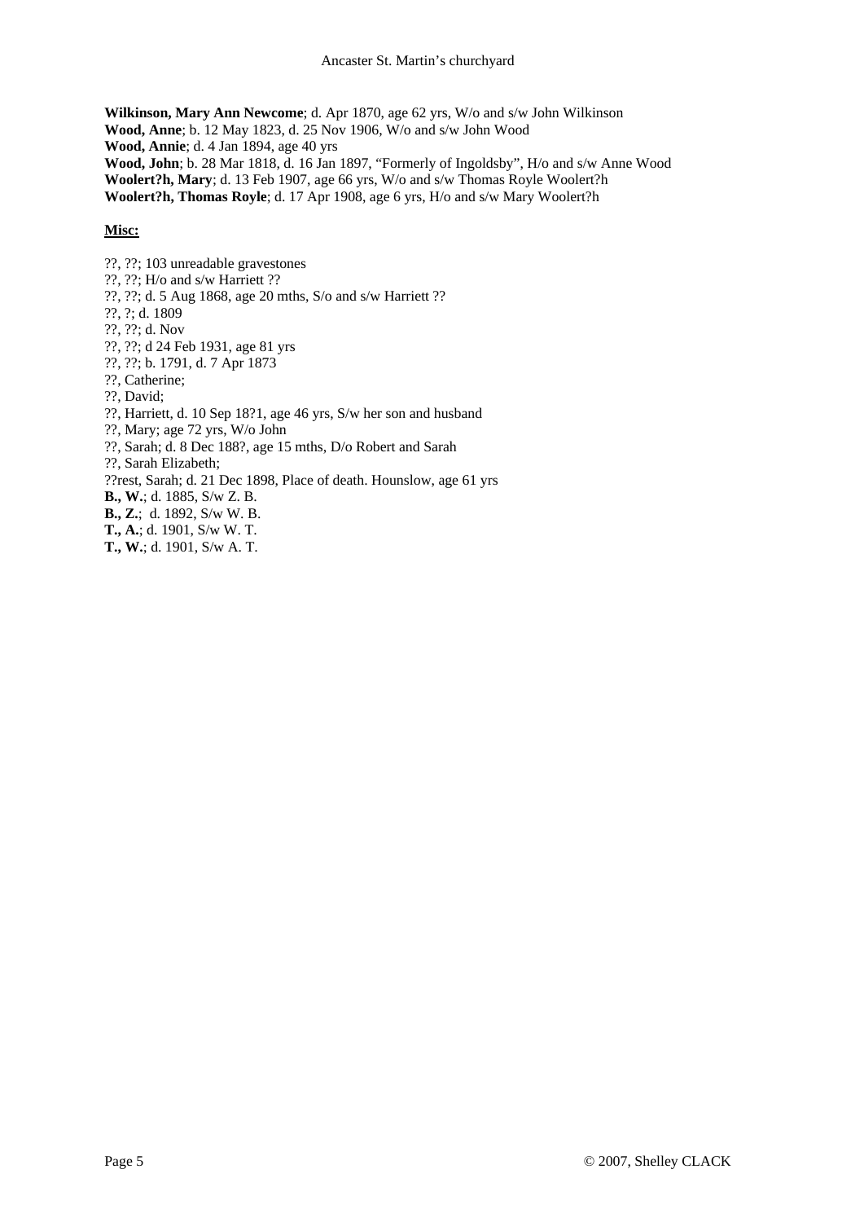**Wilkinson, Mary Ann Newcome**; d. Apr 1870, age 62 yrs, W/o and s/w John Wilkinson
**Wood, Anne**; b. 12 May 1823, d. 25 Nov 1906, W/o and s/w John Wood
**Wood, Annie**; d. 4 Jan 1894, age 40 yrs
**Wood, John**; b. 28 Mar 1818, d. 16 Jan 1897, "Formerly of Ingoldsby", H/o and s/w Anne Wood
**Woolert?h, Mary**; d. 13 Feb 1907, age 66 yrs, W/o and s/w Thomas Royle Woolert?h
**Woolert?h, Thomas Royle**; d. 17 Apr 1908, age 6 yrs, H/o and s/w Mary Woolert?h

**Misc:**

??, ??; 103 unreadable gravestones
??, ??; H/o and s/w Harriett ??
??, ??; d. 5 Aug 1868, age 20 mths, S/o and s/w Harriett ??
??, ?; d. 1809
??, ??; d. Nov
??, ??; d 24 Feb 1931, age 81 yrs
??, ??; b. 1791, d. 7 Apr 1873
??, Catherine;
??, David;
??, Harriett, d. 10 Sep 18?1, age 46 yrs, S/w her son and husband
??, Mary; age 72 yrs, W/o John
??, Sarah; d. 8 Dec 188?, age 15 mths, D/o Robert and Sarah
??, Sarah Elizabeth;
??rest, Sarah; d. 21 Dec 1898, Place of death. Hounslow, age 61 yrs
**B., W.**; d. 1885, S/w Z. B.
**B., Z.**; d. 1892, S/w W. B.
**T., A.**; d. 1901, S/w W. T.
**T., W.**; d. 1901, S/w A. T.